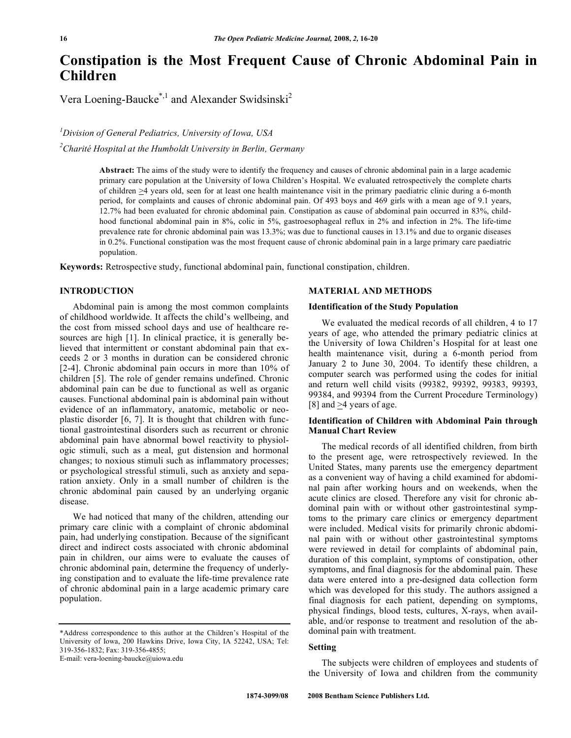# Constipation is the Most Frequent Cause of Chronic Abdominal Pain in Children

Vera Loening-Baucke[*,1] and Alexander Swidsinski[2]

[1]Division of General Pediatrics, University of Iowa, USA

[2]Charité Hospital at the Humboldt University in Berlin, Germany

**Abstract:** The aims of the study were to identify the frequency and causes of chronic abdominal pain in a large academic primary care population at the University of Iowa Children's Hospital. We evaluated retrospectively the complete charts of children ≥4 years old, seen for at least one health maintenance visit in the primary paediatric clinic during a 6-month period, for complaints and causes of chronic abdominal pain. Of 493 boys and 469 girls with a mean age of 9.1 years, 12.7% had been evaluated for chronic abdominal pain. Constipation as cause of abdominal pain occurred in 83%, childhood functional abdominal pain in 8%, colic in 5%, gastroesophageal reflux in 2% and infection in 2%. The life-time prevalence rate for chronic abdominal pain was 13.3%; was due to functional causes in 13.1% and due to organic diseases in 0.2%. Functional constipation was the most frequent cause of chronic abdominal pain in a large primary care paediatric population.

**Keywords:** Retrospective study, functional abdominal pain, functional constipation, children.

## INTRODUCTION

Abdominal pain is among the most common complaints of childhood worldwide. It affects the child's wellbeing, and the cost from missed school days and use of healthcare resources are high [1]. In clinical practice, it is generally believed that intermittent or constant abdominal pain that exceeds 2 or 3 months in duration can be considered chronic [2-4]. Chronic abdominal pain occurs in more than 10% of children [5]. The role of gender remains undefined. Chronic abdominal pain can be due to functional as well as organic causes. Functional abdominal pain is abdominal pain without evidence of an inflammatory, anatomic, metabolic or neoplastic disorder [6, 7]. It is thought that children with functional gastrointestinal disorders such as recurrent or chronic abdominal pain have abnormal bowel reactivity to physiologic stimuli, such as a meal, gut distension and hormonal changes; to noxious stimuli such as inflammatory processes; or psychological stressful stimuli, such as anxiety and separation anxiety. Only in a small number of children is the chronic abdominal pain caused by an underlying organic disease.

We had noticed that many of the children, attending our primary care clinic with a complaint of chronic abdominal pain, had underlying constipation. Because of the significant direct and indirect costs associated with chronic abdominal pain in children, our aims were to evaluate the causes of chronic abdominal pain, determine the frequency of underlying constipation and to evaluate the life-time prevalence rate of chronic abdominal pain in a large academic primary care population.

## MATERIAL AND METHODS

### Identification of the Study Population

We evaluated the medical records of all children, 4 to 17 years of age, who attended the primary pediatric clinics at the University of Iowa Children's Hospital for at least one health maintenance visit, during a 6-month period from January 2 to June 30, 2004. To identify these children, a computer search was performed using the codes for initial and return well child visits (99382, 99392, 99383, 99393, 99384, and 99394 from the Current Procedure Terminology) [8] and ≥4 years of age.

### Identification of Children with Abdominal Pain through Manual Chart Review

The medical records of all identified children, from birth to the present age, were retrospectively reviewed. In the United States, many parents use the emergency department as a convenient way of having a child examined for abdominal pain after working hours and on weekends, when the acute clinics are closed. Therefore any visit for chronic abdominal pain with or without other gastrointestinal symptoms to the primary care clinics or emergency department were included. Medical visits for primarily chronic abdominal pain with or without other gastrointestinal symptoms were reviewed in detail for complaints of abdominal pain, duration of this complaint, symptoms of constipation, other symptoms, and final diagnosis for the abdominal pain. These data were entered into a pre-designed data collection form which was developed for this study. The authors assigned a final diagnosis for each patient, depending on symptoms, physical findings, blood tests, cultures, X-rays, when available, and/or response to treatment and resolution of the abdominal pain with treatment.

### Setting

The subjects were children of employees and students of the University of Iowa and children from the community

*Address correspondence to this author at the Children's Hospital of the University of Iowa, 200 Hawkins Drive, Iowa City, IA 52242, USA; Tel: 319-356-1832; Fax: 319-356-4855;
E-mail: vera-loening-baucke@uiowa.edu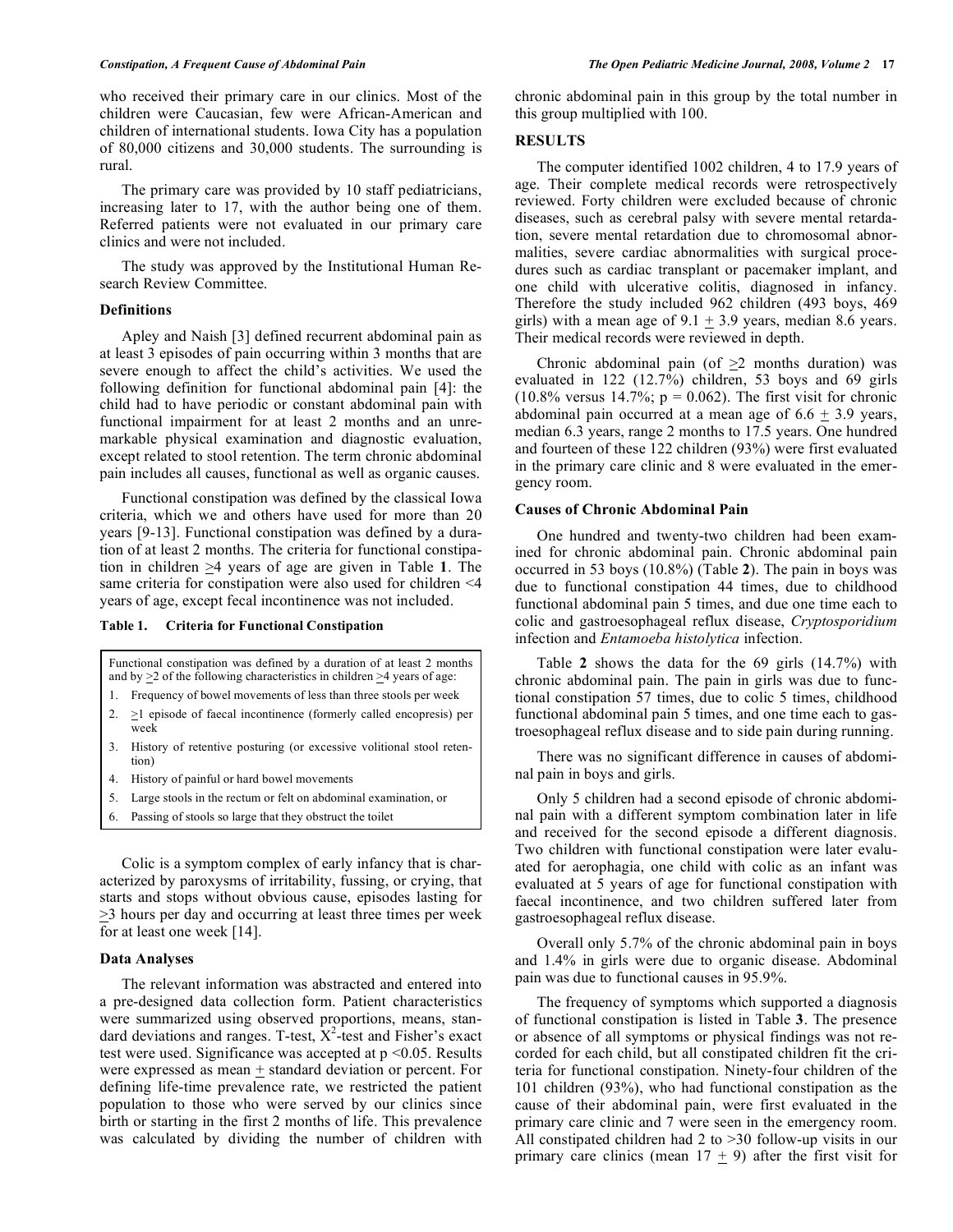who received their primary care in our clinics. Most of the children were Caucasian, few were African-American and children of international students. Iowa City has a population of 80,000 citizens and 30,000 students. The surrounding is rural.

The primary care was provided by 10 staff pediatricians, increasing later to 17, with the author being one of them. Referred patients were not evaluated in our primary care clinics and were not included.

The study was approved by the Institutional Human Research Review Committee.

### Definitions

Apley and Naish [3] defined recurrent abdominal pain as at least 3 episodes of pain occurring within 3 months that are severe enough to affect the child's activities. We used the following definition for functional abdominal pain [4]: the child had to have periodic or constant abdominal pain with functional impairment for at least 2 months and an unremarkable physical examination and diagnostic evaluation, except related to stool retention. The term chronic abdominal pain includes all causes, functional as well as organic causes.

Functional constipation was defined by the classical Iowa criteria, which we and others have used for more than 20 years [9-13]. Functional constipation was defined by a duration of at least 2 months. The criteria for functional constipation in children ≥4 years of age are given in Table **1**. The same criteria for constipation were also used for children <4 years of age, except fecal incontinence was not included.

**Table 1. Criteria for Functional Constipation**

Functional constipation was defined by a duration of at least 2 months and by ≥2 of the following characteristics in children ≥4 years of age:

1. Frequency of bowel movements of less than three stools per week
2. ≥1 episode of faecal incontinence (formerly called encopresis) per week
3. History of retentive posturing (or excessive volitional stool retention)
4. History of painful or hard bowel movements
5. Large stools in the rectum or felt on abdominal examination, or
6. Passing of stools so large that they obstruct the toilet

Colic is a symptom complex of early infancy that is characterized by paroxysms of irritability, fussing, or crying, that starts and stops without obvious cause, episodes lasting for ≥3 hours per day and occurring at least three times per week for at least one week [14].

### Data Analyses

The relevant information was abstracted and entered into a pre-designed data collection form. Patient characteristics were summarized using observed proportions, means, standard deviations and ranges. T-test, $X^2$-test and Fisher's exact test were used. Significance was accepted at $p < 0.05$. Results were expressed as mean ± standard deviation or percent. For defining life-time prevalence rate, we restricted the patient population to those who were served by our clinics since birth or starting in the first 2 months of life. This prevalence was calculated by dividing the number of children with chronic abdominal pain in this group by the total number in this group multiplied with 100.

## RESULTS

The computer identified 1002 children, 4 to 17.9 years of age. Their complete medical records were retrospectively reviewed. Forty children were excluded because of chronic diseases, such as cerebral palsy with severe mental retardation, severe mental retardation due to chromosomal abnormalities, severe cardiac abnormalities with surgical procedures such as cardiac transplant or pacemaker implant, and one child with ulcerative colitis, diagnosed in infancy. Therefore the study included 962 children (493 boys, 469 girls) with a mean age of 9.1 ± 3.9 years, median 8.6 years. Their medical records were reviewed in depth.

Chronic abdominal pain (of ≥2 months duration) was evaluated in 122 (12.7%) children, 53 boys and 69 girls (10.8% versus 14.7%; $p = 0.062$). The first visit for chronic abdominal pain occurred at a mean age of 6.6 ± 3.9 years, median 6.3 years, range 2 months to 17.5 years. One hundred and fourteen of these 122 children (93%) were first evaluated in the primary care clinic and 8 were evaluated in the emergency room.

### Causes of Chronic Abdominal Pain

One hundred and twenty-two children had been examined for chronic abdominal pain. Chronic abdominal pain occurred in 53 boys (10.8%) (Table **2**). The pain in boys was due to functional constipation 44 times, due to childhood functional abdominal pain 5 times, and due one time each to colic and gastroesophageal reflux disease, *Cryptosporidium* infection and *Entamoeba histolytica* infection.

Table **2** shows the data for the 69 girls (14.7%) with chronic abdominal pain. The pain in girls was due to functional constipation 57 times, due to colic 5 times, childhood functional abdominal pain 5 times, and one time each to gastroesophageal reflux disease and to side pain during running.

There was no significant difference in causes of abdominal pain in boys and girls.

Only 5 children had a second episode of chronic abdominal pain with a different symptom combination later in life and received for the second episode a different diagnosis. Two children with functional constipation were later evaluated for aerophagia, one child with colic as an infant was evaluated at 5 years of age for functional constipation with faecal incontinence, and two children suffered later from gastroesophageal reflux disease.

Overall only 5.7% of the chronic abdominal pain in boys and 1.4% in girls were due to organic disease. Abdominal pain was due to functional causes in 95.9%.

The frequency of symptoms which supported a diagnosis of functional constipation is listed in Table **3**. The presence or absence of all symptoms or physical findings was not recorded for each child, but all constipated children fit the criteria for functional constipation. Ninety-four children of the 101 children (93%), who had functional constipation as the cause of their abdominal pain, were first evaluated in the primary care clinic and 7 were seen in the emergency room. All constipated children had 2 to >30 follow-up visits in our primary care clinics (mean 17 ± 9) after the first visit for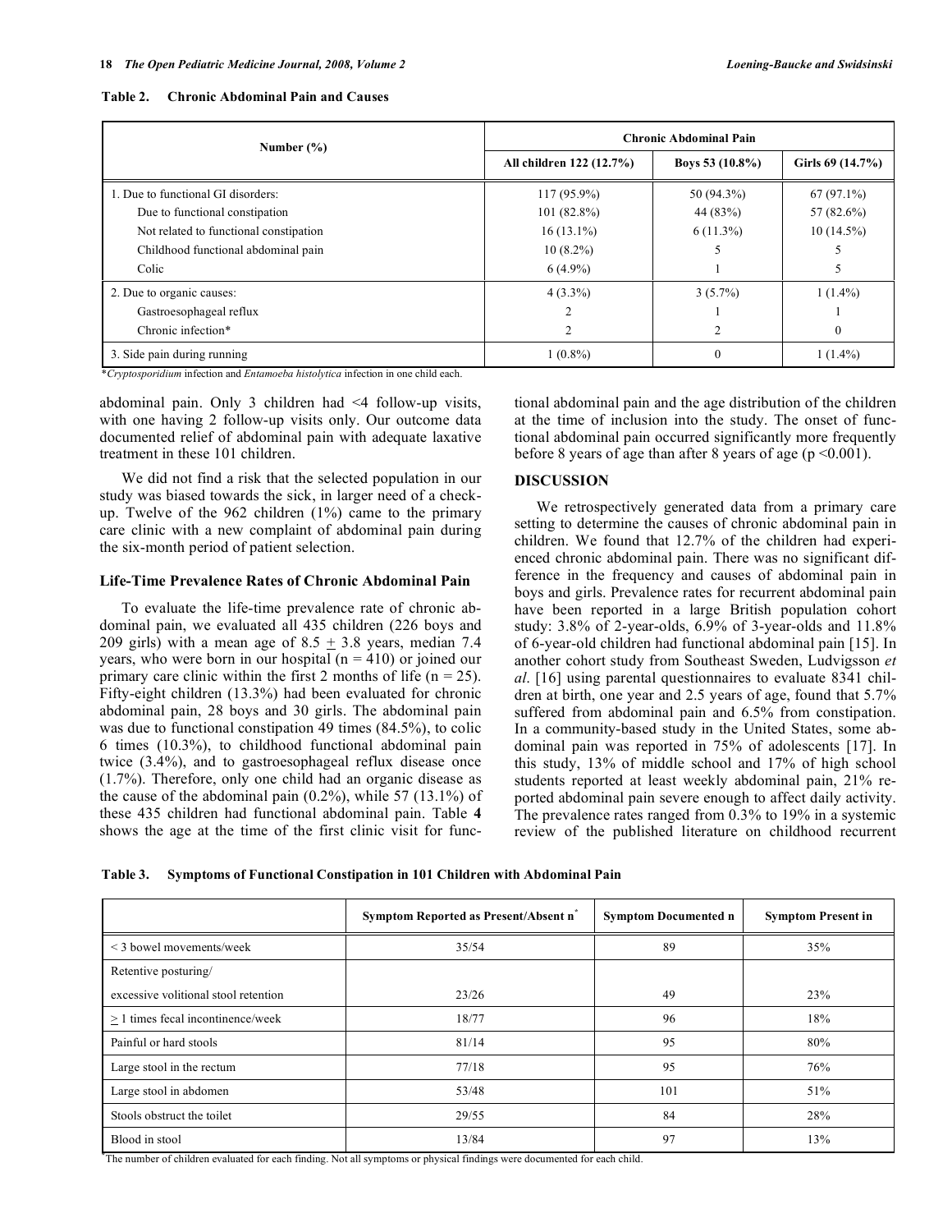**Table 2. Chronic Abdominal Pain and Causes**

| Number (%) | Chronic Abdominal Pain | | |
|---|---|---|---|
| | All children 122 (12.7%) | Boys 53 (10.8%) | Girls 69 (14.7%) |
| 1. Due to functional GI disorders: | 117 (95.9%) | 50 (94.3%) | 67 (97.1%) |
| Due to functional constipation | 101 (82.8%) | 44 (83%) | 57 (82.6%) |
| Not related to functional constipation | 16 (13.1%) | 6 (11.3%) | 10 (14.5%) |
| Childhood functional abdominal pain | 10 (8.2%) | 5 | 5 |
| Colic | 6 (4.9%) | 1 | 5 |
| 2. Due to organic causes: | 4 (3.3%) | 3 (5.7%) | 1 (1.4%) |
| Gastroesophageal reflux | 2 | 1 | 1 |
| Chronic infection* | 2 | 2 | 0 |
| 3. Side pain during running | 1 (0.8%) | 0 | 1 (1.4%) |

*Cryptosporidium infection and Entamoeba histolytica infection in one child each.

abdominal pain. Only 3 children had <4 follow-up visits, with one having 2 follow-up visits only. Our outcome data documented relief of abdominal pain with adequate laxative treatment in these 101 children.

We did not find a risk that the selected population in our study was biased towards the sick, in larger need of a check-up. Twelve of the 962 children (1%) came to the primary care clinic with a new complaint of abdominal pain during the six-month period of patient selection.

### Life-Time Prevalence Rates of Chronic Abdominal Pain

To evaluate the life-time prevalence rate of chronic abdominal pain, we evaluated all 435 children (226 boys and 209 girls) with a mean age of 8.5 $\pm$ 3.8 years, median 7.4 years, who were born in our hospital (n = 410) or joined our primary care clinic within the first 2 months of life (n = 25). Fifty-eight children (13.3%) had been evaluated for chronic abdominal pain, 28 boys and 30 girls. The abdominal pain was due to functional constipation 49 times (84.5%), to colic 6 times (10.3%), to childhood functional abdominal pain twice (3.4%), and to gastroesophageal reflux disease once (1.7%). Therefore, only one child had an organic disease as the cause of the abdominal pain (0.2%), while 57 (13.1%) of these 435 children had functional abdominal pain. Table **4** shows the age at the time of the first clinic visit for functional abdominal pain and the age distribution of the children at the time of inclusion into the study. The onset of functional abdominal pain occurred significantly more frequently before 8 years of age than after 8 years of age ($p < 0.001$).

## DISCUSSION

We retrospectively generated data from a primary care setting to determine the causes of chronic abdominal pain in children. We found that 12.7% of the children had experienced chronic abdominal pain. There was no significant difference in the frequency and causes of abdominal pain in boys and girls. Prevalence rates for recurrent abdominal pain have been reported in a large British population cohort study: 3.8% of 2-year-olds, 6.9% of 3-year-olds and 11.8% of 6-year-old children had functional abdominal pain [15]. In another cohort study from Southeast Sweden, Ludvigsson *et al*. [16] using parental questionnaires to evaluate 8341 children at birth, one year and 2.5 years of age, found that 5.7% suffered from abdominal pain and 6.5% from constipation. In a community-based study in the United States, some abdominal pain was reported in 75% of adolescents [17]. In this study, 13% of middle school and 17% of high school students reported at least weekly abdominal pain, 21% reported abdominal pain severe enough to affect daily activity. The prevalence rates ranged from 0.3% to 19% in a systemic review of the published literature on childhood recurrent

**Table 3. Symptoms of Functional Constipation in 101 Children with Abdominal Pain**

| | Symptom Reported as Present/Absent n* | Symptom Documented n | Symptom Present in |
|---|---|---|---|
| < 3 bowel movements/week | 35/54 | 89 | 35% |
| Retentive posturing/ excessive volitional stool retention | 23/26 | 49 | 23% |
| ≥ 1 times fecal incontinence/week | 18/77 | 96 | 18% |
| Painful or hard stools | 81/14 | 95 | 80% |
| Large stool in the rectum | 77/18 | 95 | 76% |
| Large stool in abdomen | 53/48 | 101 | 51% |
| Stools obstruct the toilet | 29/55 | 84 | 28% |
| Blood in stool | 13/84 | 97 | 13% |

*The number of children evaluated for each finding. Not all symptoms or physical findings were documented for each child.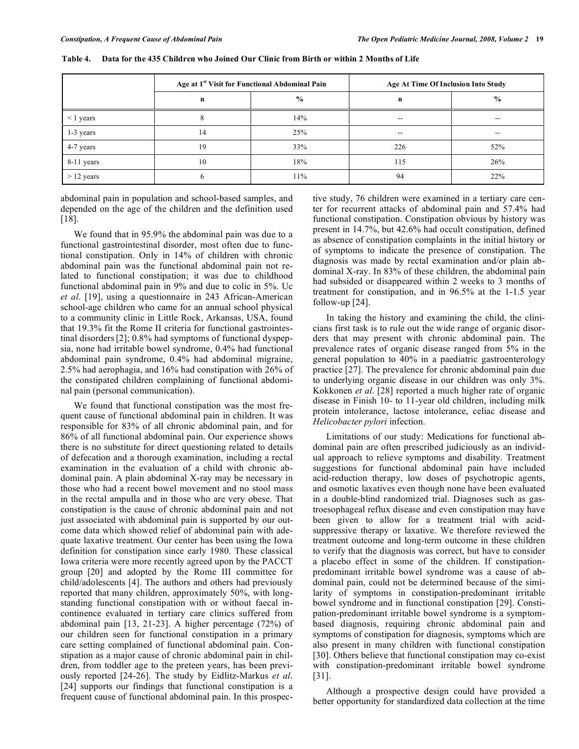**Table 4. Data for the 435 Children who Joined Our Clinic from Birth or within 2 Months of Life**

| | Age at 1st Visit for Functional Abdominal Pain | | Age At Time Of Inclusion Into Study | |
|---|---|---|---|---|
| | n | % | n | % |
| < 1 years | 8 | 14% | -- | -- |
| 1-3 years | 14 | 25% | -- | -- |
| 4-7 years | 19 | 33% | 226 | 52% |
| 8-11 years | 10 | 18% | 115 | 26% |
| > 12 years | 6 | 11% | 94 | 22% |

abdominal pain in population and school-based samples, and depended on the age of the children and the definition used [18].

We found that in 95.9% the abdominal pain was due to a functional gastrointestinal disorder, most often due to functional constipation. Only in 14% of children with chronic abdominal pain was the functional abdominal pain not related to functional constipation; it was due to childhood functional abdominal pain in 9% and due to colic in 5%. Uc *et al*. [19], using a questionnaire in 243 African-American school-age children who came for an annual school physical to a community clinic in Little Rock, Arkansas, USA, found that 19.3% fit the Rome II criteria for functional gastrointestinal disorders [2]; 0.8% had symptoms of functional dyspepsia, none had irritable bowel syndrome, 0.4% had functional abdominal pain syndrome, 0.4% had abdominal migraine, 2.5% had aerophagia, and 16% had constipation with 26% of the constipated children complaining of functional abdominal pain (personal communication).

We found that functional constipation was the most frequent cause of functional abdominal pain in children. It was responsible for 83% of all chronic abdominal pain, and for 86% of all functional abdominal pain. Our experience shows there is no substitute for direct questioning related to details of defecation and a thorough examination, including a rectal examination in the evaluation of a child with chronic abdominal pain. A plain abdominal X-ray may be necessary in those who had a recent bowel movement and no stool mass in the rectal ampulla and in those who are very obese. That constipation is the cause of chronic abdominal pain and not just associated with abdominal pain is supported by our outcome data which showed relief of abdominal pain with adequate laxative treatment. Our center has been using the Iowa definition for constipation since early 1980. These classical Iowa criteria were more recently agreed upon by the PACCT group [20] and adopted by the Rome III committee for child/adolescents [4]. The authors and others had previously reported that many children, approximately 50%, with long-standing functional constipation with or without faecal incontinence evaluated in tertiary care clinics suffered from abdominal pain [13, 21-23]. A higher percentage (72%) of our children seen for functional constipation in a primary care setting complained of functional abdominal pain. Constipation as a major cause of chronic abdominal pain in children, from toddler age to the preteen years, has been previously reported [24-26]. The study by Eidlitz-Markus *et al*. [24] supports our findings that functional constipation is a frequent cause of functional abdominal pain. In this prospective study, 76 children were examined in a tertiary care center for recurrent attacks of abdominal pain and 57.4% had functional constipation. Constipation obvious by history was present in 14.7%, but 42.6% had occult constipation, defined as absence of constipation complaints in the initial history or of symptoms to indicate the presence of constipation. The diagnosis was made by rectal examination and/or plain abdominal X-ray. In 83% of these children, the abdominal pain had subsided or disappeared within 2 weeks to 3 months of treatment for constipation, and in 96.5% at the 1-1.5 year follow-up [24].

In taking the history and examining the child, the clinicians first task is to rule out the wide range of organic disorders that may present with chronic abdominal pain. The prevalence rates of organic disease ranged from 5% in the general population to 40% in a paediatric gastroenterology practice [27]. The prevalence for chronic abdominal pain due to underlying organic disease in our children was only 3%. Kokkonen *et al*. [28] reported a much higher rate of organic disease in Finish 10- to 11-year old children, including milk protein intolerance, lactose intolerance, celiac disease and *Helicobacter pylori* infection.

Limitations of our study: Medications for functional abdominal pain are often prescribed judiciously as an individual approach to relieve symptoms and disability. Treatment suggestions for functional abdominal pain have included acid-reduction therapy, low doses of psychotropic agents, and osmotic laxatives even though none have been evaluated in a double-blind randomized trial. Diagnoses such as gastroesophageal reflux disease and even constipation may have been given to allow for a treatment trial with acid-suppressive therapy or laxative. We therefore reviewed the treatment outcome and long-term outcome in these children to verify that the diagnosis was correct, but have to consider a placebo effect in some of the children. If constipation-predominant irritable bowel syndrome was a cause of abdominal pain, could not be determined because of the similarity of symptoms in constipation-predominant irritable bowel syndrome and in functional constipation [29]. Constipation-predominant irritable bowel syndrome is a symptom-based diagnosis, requiring chronic abdominal pain and symptoms of constipation for diagnosis, symptoms which are also present in many children with functional constipation [30]. Others believe that functional constipation may co-exist with constipation-predominant irritable bowel syndrome [31].

Although a prospective design could have provided a better opportunity for standardized data collection at the time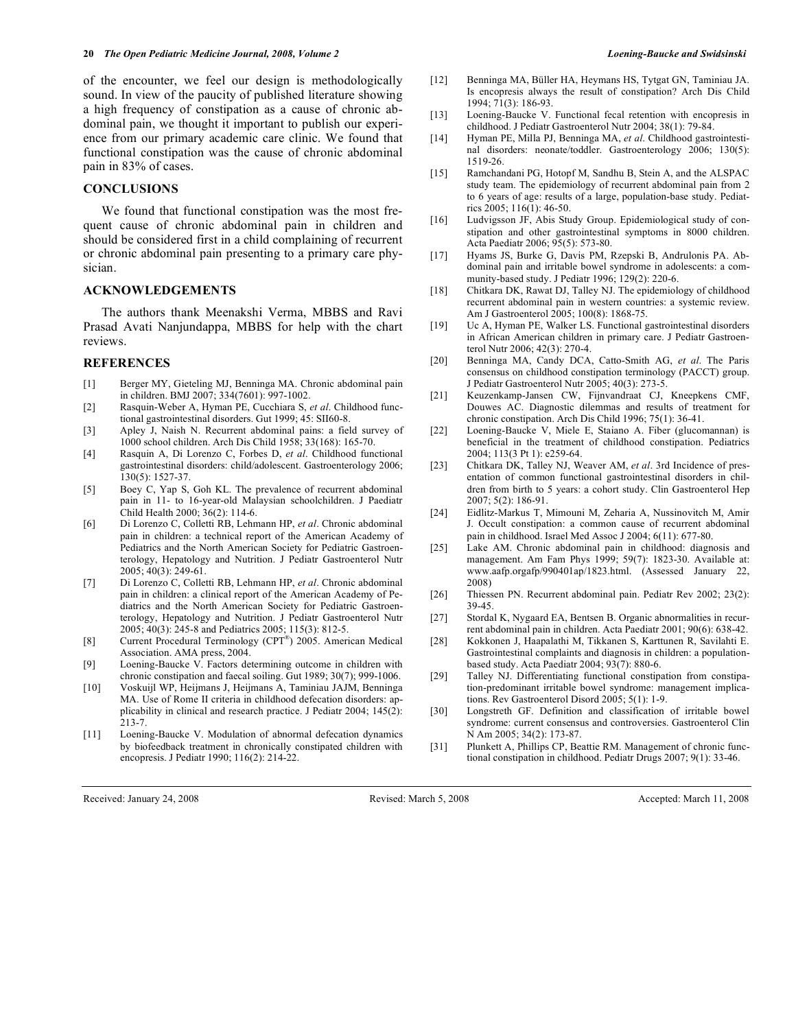of the encounter, we feel our design is methodologically sound. In view of the paucity of published literature showing a high frequency of constipation as a cause of chronic abdominal pain, we thought it important to publish our experience from our primary academic care clinic. We found that functional constipation was the cause of chronic abdominal pain in 83% of cases.

## CONCLUSIONS

We found that functional constipation was the most frequent cause of chronic abdominal pain in children and should be considered first in a child complaining of recurrent or chronic abdominal pain presenting to a primary care physician.

## ACKNOWLEDGEMENTS

The authors thank Meenakshi Verma, MBBS and Ravi Prasad Avati Nanjundappa, MBBS for help with the chart reviews.

## REFERENCES

[1] Berger MY, Gieteling MJ, Benninga MA. Chronic abdominal pain in children. BMJ 2007; 334(7601): 997-1002.

[2] Rasquin-Weber A, Hyman PE, Cucchiara S, *et al*. Childhood functional gastrointestinal disorders. Gut 1999; 45: SII60-8.

[3] Apley J, Naish N. Recurrent abdominal pains: a field survey of 1000 school children. Arch Dis Child 1958; 33(168): 165-70.

[4] Rasquin A, Di Lorenzo C, Forbes D, *et al*. Childhood functional gastrointestinal disorders: child/adolescent. Gastroenterology 2006; 130(5): 1527-37.

[5] Boey C, Yap S, Goh KL. The prevalence of recurrent abdominal pain in 11- to 16-year-old Malaysian schoolchildren. J Paediatr Child Health 2000; 36(2): 114-6.

[6] Di Lorenzo C, Colletti RB, Lehmann HP, *et al*. Chronic abdominal pain in children: a technical report of the American Academy of Pediatrics and the North American Society for Pediatric Gastroenterology, Hepatology and Nutrition. J Pediatr Gastroenterol Nutr 2005; 40(3): 249-61.

[7] Di Lorenzo C, Colletti RB, Lehmann HP, *et al*. Chronic abdominal pain in children: a clinical report of the American Academy of Pediatrics and the North American Society for Pediatric Gastroenterology, Hepatology and Nutrition. J Pediatr Gastroenterol Nutr 2005; 40(3): 245-8 and Pediatrics 2005; 115(3): 812-5.

[8] Current Procedural Terminology (CPT®) 2005. American Medical Association. AMA press, 2004.

[9] Loening-Baucke V. Factors determining outcome in children with chronic constipation and faecal soiling. Gut 1989; 30(7); 999-1006.

[10] Voskuijl WP, Heijmans J, Heijmans A, Taminiau JAJM, Benninga MA. Use of Rome II criteria in childhood defecation disorders: applicability in clinical and research practice. J Pediatr 2004; 145(2): 213-7.

[11] Loening-Baucke V. Modulation of abnormal defecation dynamics by biofeedback treatment in chronically constipated children with encopresis. J Pediatr 1990; 116(2): 214-22.

[12] Benninga MA, Büller HA, Heymans HS, Tytgat GN, Taminiau JA. Is encopresis always the result of constipation? Arch Dis Child 1994; 71(3): 186-93.

[13] Loening-Baucke V. Functional fecal retention with encopresis in childhood. J Pediatr Gastroenterol Nutr 2004; 38(1): 79-84.

[14] Hyman PE, Milla PJ, Benninga MA, *et al*. Childhood gastrointestinal disorders: neonate/toddler. Gastroenterology 2006; 130(5): 1519-26.

[15] Ramchandani PG, Hotopf M, Sandhu B, Stein A, and the ALSPAC study team. The epidemiology of recurrent abdominal pain from 2 to 6 years of age: results of a large, population-base study. Pediatrics 2005; 116(1): 46-50.

[16] Ludvigsson JF, Abis Study Group. Epidemiological study of constipation and other gastrointestinal symptoms in 8000 children. Acta Paediatr 2006; 95(5): 573-80.

[17] Hyams JS, Burke G, Davis PM, Rzepski B, Andrulonis PA. Abdominal pain and irritable bowel syndrome in adolescents: a community-based study. J Pediatr 1996; 129(2): 220-6.

[18] Chitkara DK, Rawat DJ, Talley NJ. The epidemiology of childhood recurrent abdominal pain in western countries: a systemic review. Am J Gastroenterol 2005; 100(8): 1868-75.

[19] Uc A, Hyman PE, Walker LS. Functional gastrointestinal disorders in African American children in primary care. J Pediatr Gastroenterol Nutr 2006; 42(3): 270-4.

[20] Benninga MA, Candy DCA, Catto-Smith AG, *et al*. The Paris consensus on childhood constipation terminology (PACCT) group. J Pediatr Gastroenterol Nutr 2005; 40(3): 273-5.

[21] Keuzenkamp-Jansen CW, Fijnvandraat CJ, Kneepkens CMF, Douwes AC. Diagnostic dilemmas and results of treatment for chronic constipation. Arch Dis Child 1996; 75(1): 36-41.

[22] Loening-Baucke V, Miele E, Staiano A. Fiber (glucomannan) is beneficial in the treatment of childhood constipation. Pediatrics 2004; 113(3 Pt 1): e259-64.

[23] Chitkara DK, Talley NJ, Weaver AM, *et al*. 3rd Incidence of presentation of common functional gastrointestinal disorders in children from birth to 5 years: a cohort study. Clin Gastroenterol Hep 2007; 5(2): 186-91.

[24] Eidlitz-Markus T, Mimouni M, Zeharia A, Nussinovitch M, Amir J. Occult constipation: a common cause of recurrent abdominal pain in childhood. Israel Med Assoc J 2004; 6(11): 677-80.

[25] Lake AM. Chronic abdominal pain in childhood: diagnosis and management. Am Fam Phys 1999; 59(7): 1823-30. Available at: www.aafp.orgafp/990401ap/1823.html. (Assessed January 22, 2008)

[26] Thiessen PN. Recurrent abdominal pain. Pediatr Rev 2002; 23(2): 39-45.

[27] Stordal K, Nygaard EA, Bentsen B. Organic abnormalities in recurrent abdominal pain in children. Acta Paediatr 2001; 90(6): 638-42.

[28] Kokkonen J, Haapalathi M, Tikkanen S, Karttunen R, Savilahti E. Gastrointestinal complaints and diagnosis in children: a population-based study. Acta Paediatr 2004; 93(7): 880-6.

[29] Talley NJ. Differentiating functional constipation from constipation-predominant irritable bowel syndrome: management implications. Rev Gastroenterol Disord 2005; 5(1): 1-9.

[30] Longstreth GF. Definition and classification of irritable bowel syndrome: current consensus and controversies. Gastroenterol Clin N Am 2005; 34(2): 173-87.

[31] Plunkett A, Phillips CP, Beattie RM. Management of chronic functional constipation in childhood. Pediatr Drugs 2007; 9(1): 33-46.

Received: January 24, 2008 Revised: March 5, 2008 Accepted: March 11, 2008